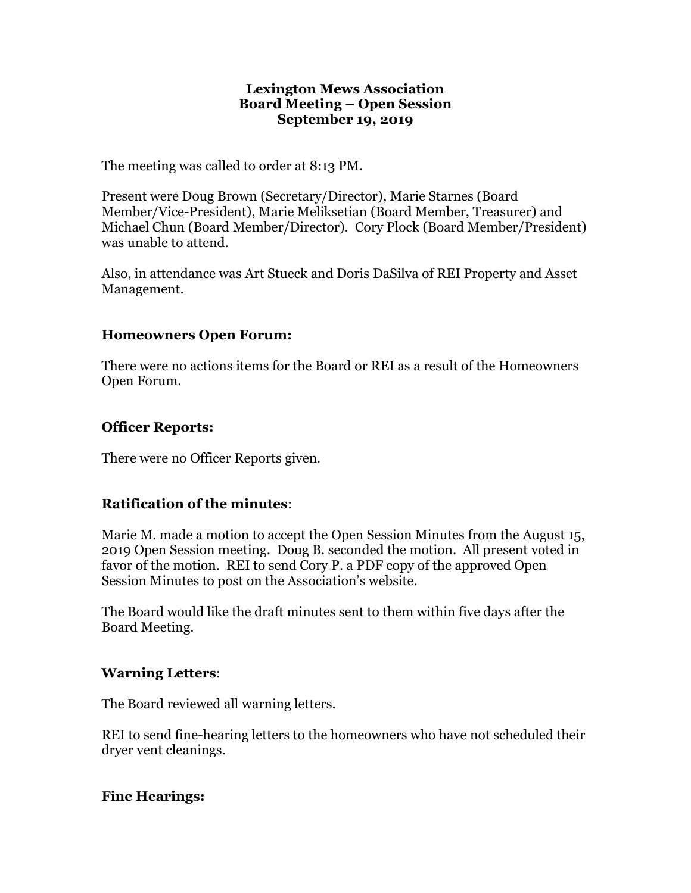# Lexington Mews Association
## Board Meeting – Open Session
## September 19, 2019

The meeting was called to order at 8:13 PM.

Present were Doug Brown (Secretary/Director), Marie Starnes (Board Member/Vice-President), Marie Meliksetian (Board Member, Treasurer) and Michael Chun (Board Member/Director). Cory Plock (Board Member/President) was unable to attend.

Also, in attendance was Art Stueck and Doris DaSilva of REI Property and Asset Management.

### Homeowners Open Forum:

There were no actions items for the Board or REI as a result of the Homeowners Open Forum.

### Officer Reports:

There were no Officer Reports given.

### Ratification of the minutes:

Marie M. made a motion to accept the Open Session Minutes from the August 15, 2019 Open Session meeting. Doug B. seconded the motion. All present voted in favor of the motion. REI to send Cory P. a PDF copy of the approved Open Session Minutes to post on the Association's website.

The Board would like the draft minutes sent to them within five days after the Board Meeting.

### Warning Letters:

The Board reviewed all warning letters.

REI to send fine-hearing letters to the homeowners who have not scheduled their dryer vent cleanings.

### Fine Hearings: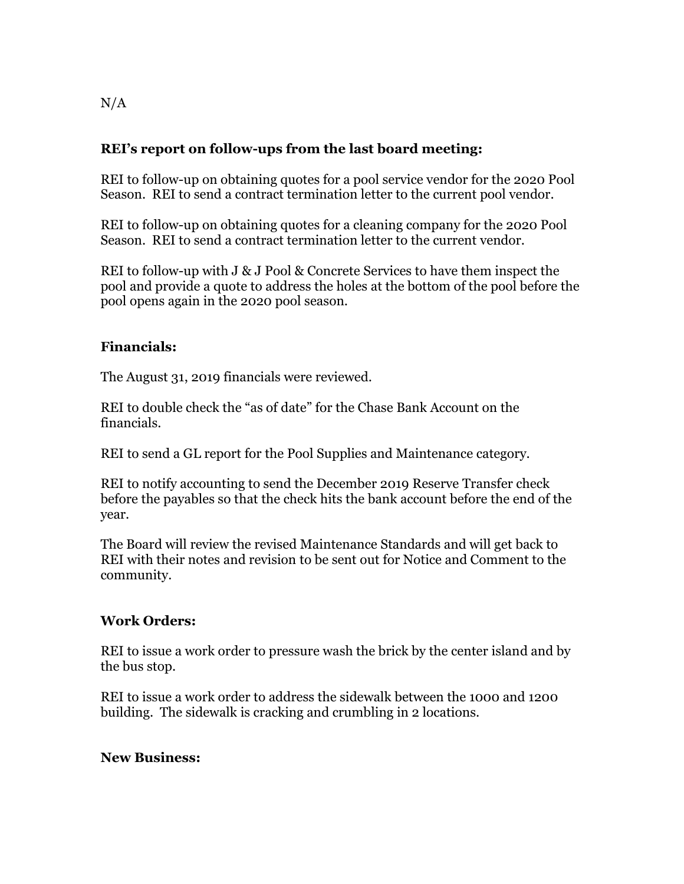N/A

**REI's report on follow-ups from the last board meeting:**

REI to follow-up on obtaining quotes for a pool service vendor for the 2020 Pool Season. REI to send a contract termination letter to the current pool vendor.

REI to follow-up on obtaining quotes for a cleaning company for the 2020 Pool Season. REI to send a contract termination letter to the current vendor.

REI to follow-up with J & J Pool & Concrete Services to have them inspect the pool and provide a quote to address the holes at the bottom of the pool before the pool opens again in the 2020 pool season.

**Financials:**

The August 31, 2019 financials were reviewed.

REI to double check the "as of date" for the Chase Bank Account on the financials.

REI to send a GL report for the Pool Supplies and Maintenance category.

REI to notify accounting to send the December 2019 Reserve Transfer check before the payables so that the check hits the bank account before the end of the year.

The Board will review the revised Maintenance Standards and will get back to REI with their notes and revision to be sent out for Notice and Comment to the community.

**Work Orders:**

REI to issue a work order to pressure wash the brick by the center island and by the bus stop.

REI to issue a work order to address the sidewalk between the 1000 and 1200 building. The sidewalk is cracking and crumbling in 2 locations.

**New Business:**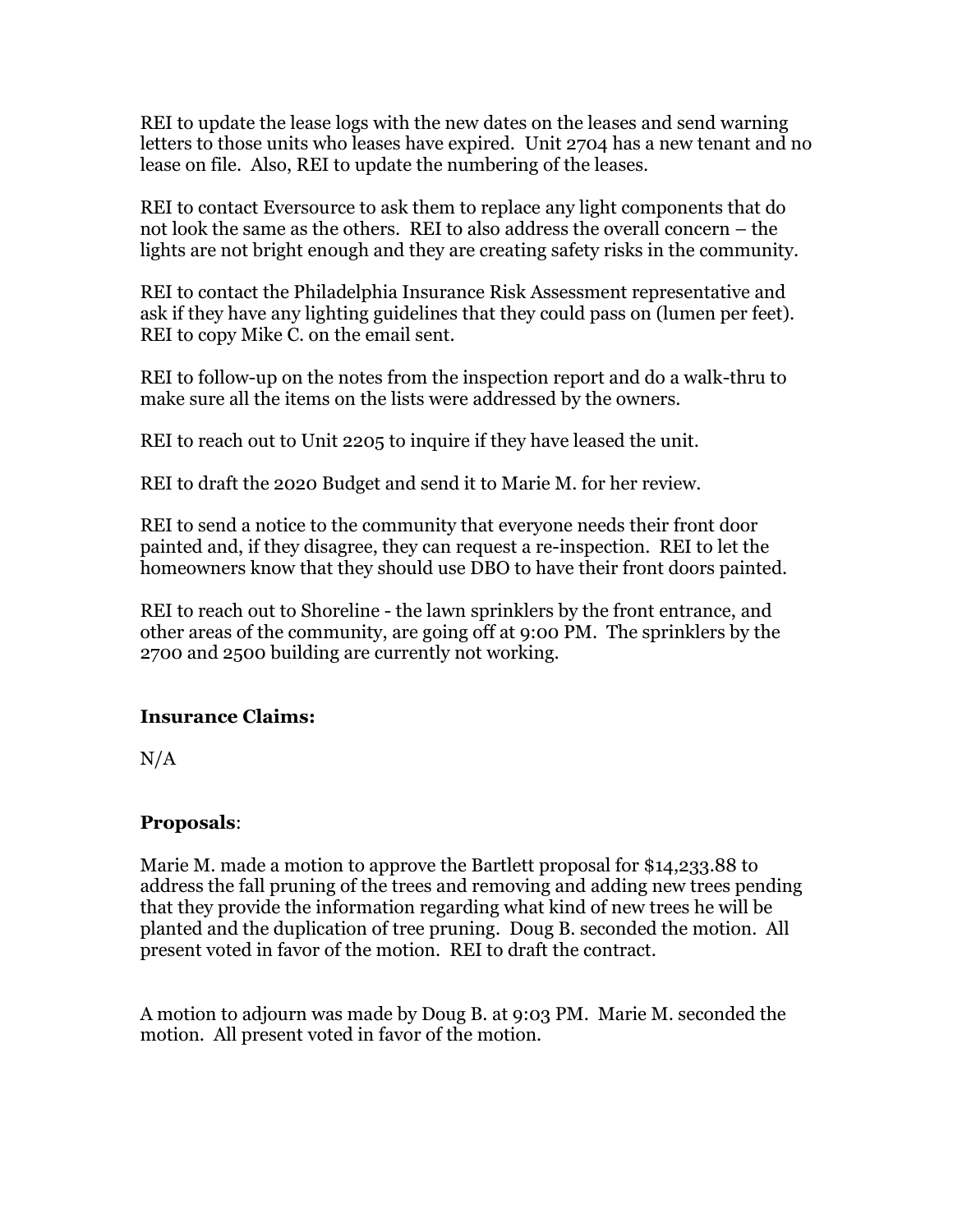REI to update the lease logs with the new dates on the leases and send warning letters to those units who leases have expired. Unit 2704 has a new tenant and no lease on file. Also, REI to update the numbering of the leases.

REI to contact Eversource to ask them to replace any light components that do not look the same as the others. REI to also address the overall concern – the lights are not bright enough and they are creating safety risks in the community.

REI to contact the Philadelphia Insurance Risk Assessment representative and ask if they have any lighting guidelines that they could pass on (lumen per feet). REI to copy Mike C. on the email sent.

REI to follow-up on the notes from the inspection report and do a walk-thru to make sure all the items on the lists were addressed by the owners.

REI to reach out to Unit 2205 to inquire if they have leased the unit.

REI to draft the 2020 Budget and send it to Marie M. for her review.

REI to send a notice to the community that everyone needs their front door painted and, if they disagree, they can request a re-inspection. REI to let the homeowners know that they should use DBO to have their front doors painted.

REI to reach out to Shoreline - the lawn sprinklers by the front entrance, and other areas of the community, are going off at 9:00 PM. The sprinklers by the 2700 and 2500 building are currently not working.

**Insurance Claims:**

N/A

**Proposals**:

Marie M. made a motion to approve the Bartlett proposal for $14,233.88 to address the fall pruning of the trees and removing and adding new trees pending that they provide the information regarding what kind of new trees he will be planted and the duplication of tree pruning. Doug B. seconded the motion. All present voted in favor of the motion. REI to draft the contract.

A motion to adjourn was made by Doug B. at 9:03 PM. Marie M. seconded the motion. All present voted in favor of the motion.